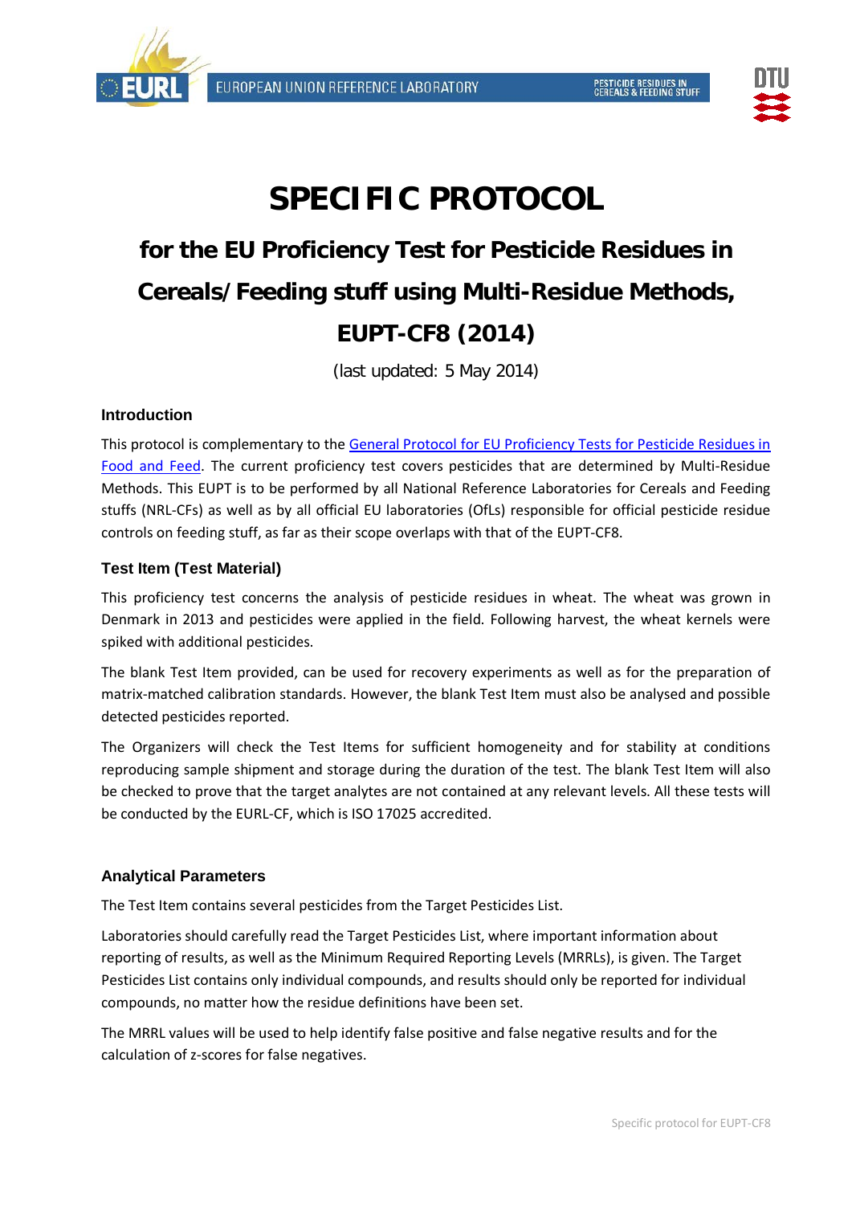# SPECIFIC PROTOCOL

## for the EU Proficiency Test for Pesticide Residues in Cereals/Feeding stuff using Multi-Residue Methods, EUPT-CF8 (2014)

(last updated: 5 May 2014)

### Introduction

This protocol is complementary to the General Protocol for EU Proficiency Tests for Pesticide Residues in Food and Feed. The current proficiency test covers pesticides that are determined by Multi-Residue Methods. This EUPT is to be performed by all National Reference Laboratories for Cereals and Feeding stuffs (NRL-CFs) as well as by all official EU laboratories (OfLs) responsible for official pesticide residue controls on feeding stuff, as far as their scope overlaps with that of the EUPT-CF8.

### Test Item (Test Material)

This proficiency test concerns the analysis of pesticide residues in wheat. The wheat was grown in Denmark in 2013 and pesticides were applied in the field. Following harvest, the wheat kernels were spiked with additional pesticides.

The blank Test Item provided, can be used for recovery experiments as well as for the preparation of matrix-matched calibration standards. However, the blank Test Item must also be analysed and possible detected pesticides reported.

The Organizers will check the Test Items for sufficient homogeneity and for stability at conditions reproducing sample shipment and storage during the duration of the test. The blank Test Item will also be checked to prove that the target analytes are not contained at any relevant levels. All these tests will be conducted by the EURL-CF, which is ISO 17025 accredited.

### Analytical Parameters

The Test Item contains several pesticides from the Target Pesticides List.

Laboratories should carefully read the Target Pesticides List, where important information about reporting of results, as well as the Minimum Required Reporting Levels (MRRLs), is given. The Target Pesticides List contains only individual compounds, and results should only be reported for individual compounds, no matter how the residue definitions have been set.

The MRRL values will be used to help identify false positive and false negative results and for the calculation of z-scores for false negatives.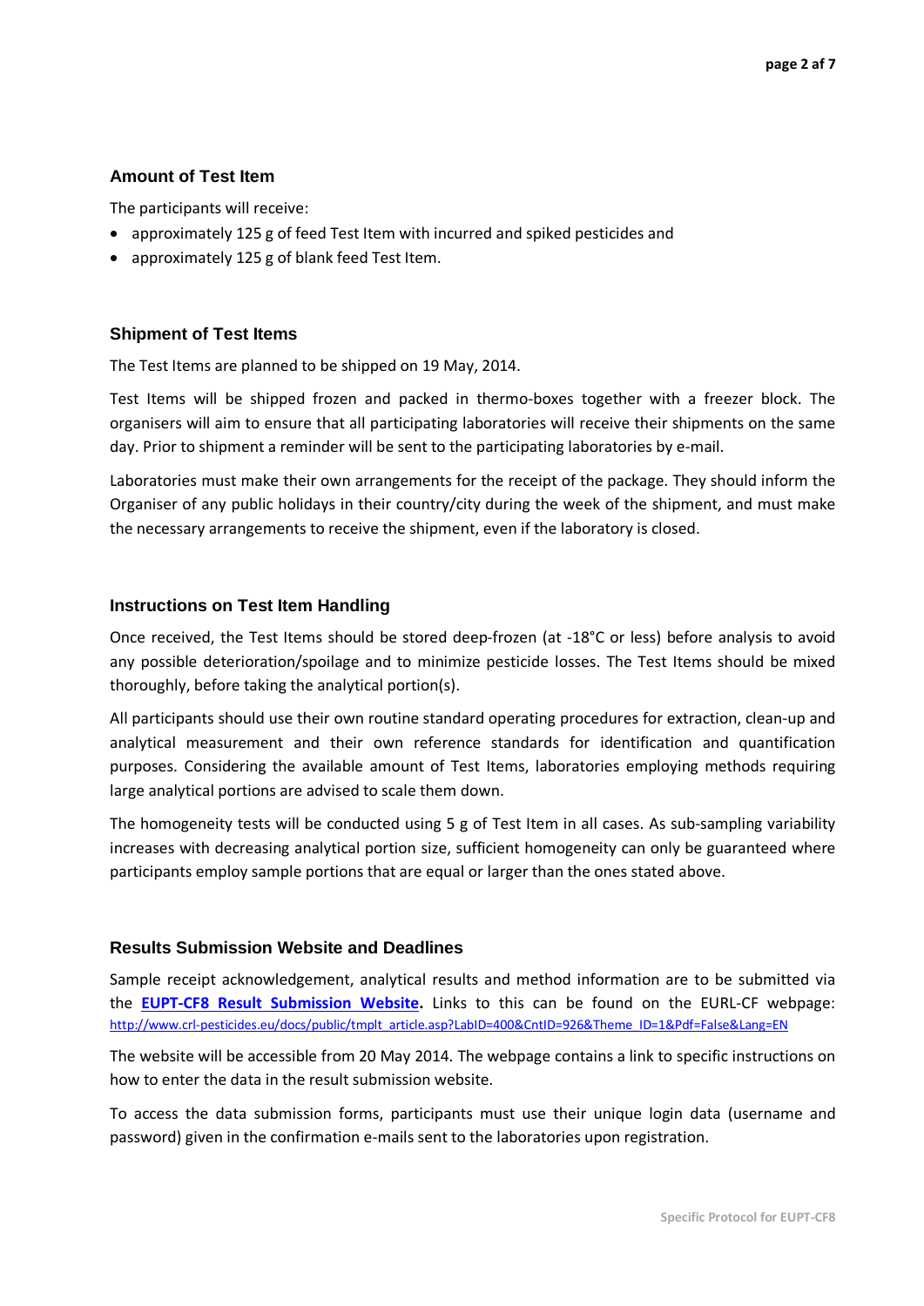## Amount of Test Item

The participants will receive:

- approximately 125 g of feed Test Item with incurred and spiked pesticides and
- approximately 125 g of blank feed Test Item.

## Shipment of Test Items

The Test Items are planned to be shipped on 19 May, 2014.

Test Items will be shipped frozen and packed in thermo-boxes together with a freezer block. The organisers will aim to ensure that all participating laboratories will receive their shipments on the same day. Prior to shipment a reminder will be sent to the participating laboratories by e-mail.

Laboratories must make their own arrangements for the receipt of the package. They should inform the Organiser of any public holidays in their country/city during the week of the shipment, and must make the necessary arrangements to receive the shipment, even if the laboratory is closed.

## Instructions on Test Item Handling

Once received, the Test Items should be stored deep-frozen (at -18°C or less) before analysis to avoid any possible deterioration/spoilage and to minimize pesticide losses. The Test Items should be mixed thoroughly, before taking the analytical portion(s).

All participants should use their own routine standard operating procedures for extraction, clean-up and analytical measurement and their own reference standards for identification and quantification purposes. Considering the available amount of Test Items, laboratories employing methods requiring large analytical portions are advised to scale them down.

The homogeneity tests will be conducted using 5 g of Test Item in all cases. As sub-sampling variability increases with decreasing analytical portion size, sufficient homogeneity can only be guaranteed where participants employ sample portions that are equal or larger than the ones stated above.

## Results Submission Website and Deadlines

Sample receipt acknowledgement, analytical results and method information are to be submitted via the **EUPT-CF8 Result Submission Website.** Links to this can be found on the EURL-CF webpage: http://www.crl-pesticides.eu/docs/public/tmplt_article.asp?LabID=400&CntID=926&Theme_ID=1&Pdf=False&Lang=EN

The website will be accessible from 20 May 2014. The webpage contains a link to specific instructions on how to enter the data in the result submission website.

To access the data submission forms, participants must use their unique login data (username and password) given in the confirmation e-mails sent to the laboratories upon registration.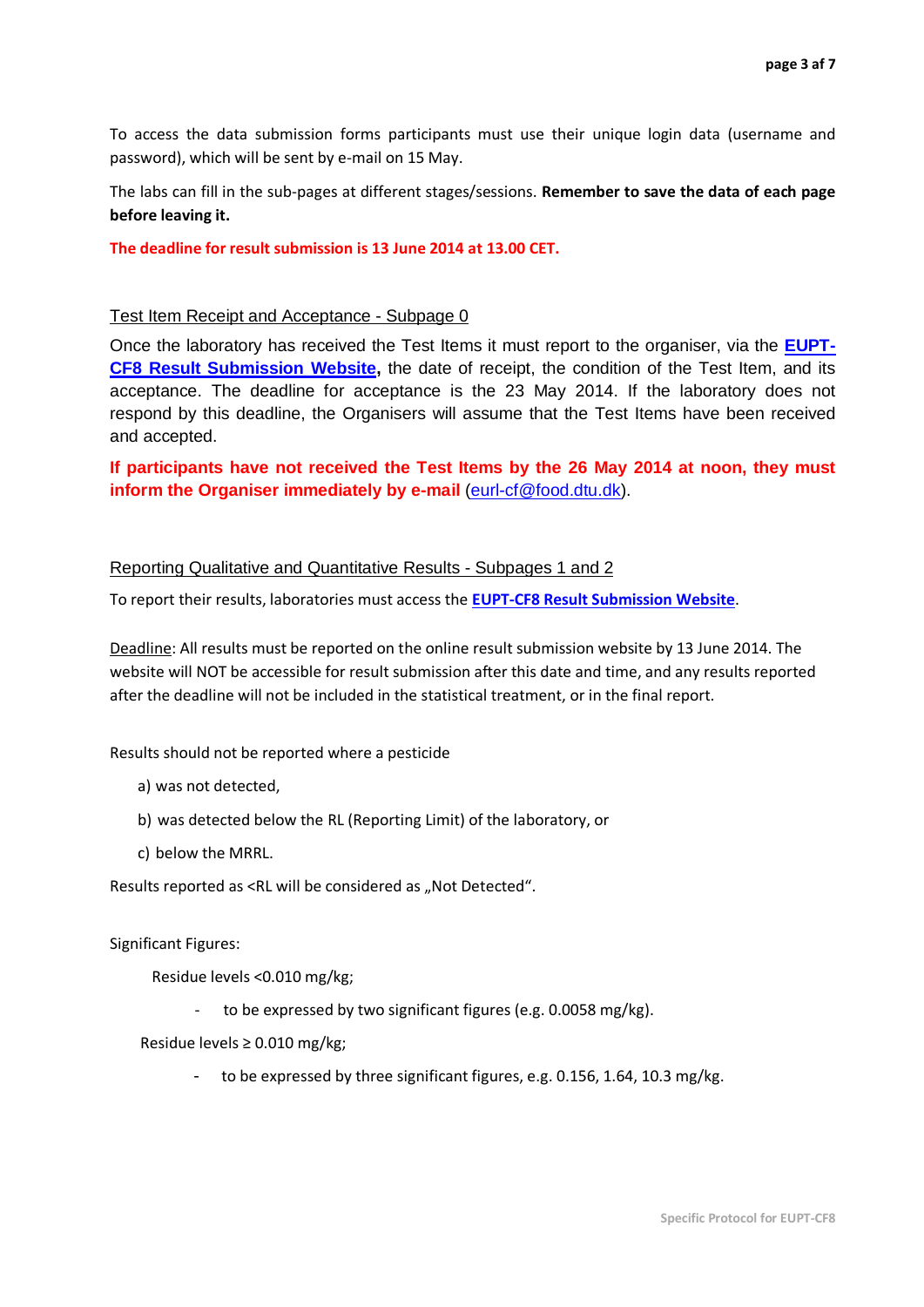To access the data submission forms participants must use their unique login data (username and password), which will be sent by e-mail on 15 May.

The labs can fill in the sub-pages at different stages/sessions. **Remember to save the data of each page before leaving it.**

**The deadline for result submission is 13 June 2014 at 13.00 CET.**

## Test Item Receipt and Acceptance - Subpage 0

Once the laboratory has received the Test Items it must report to the organiser, via the **EUPT-CF8 Result Submission Website,** the date of receipt, the condition of the Test Item, and its acceptance. The deadline for acceptance is the 23 May 2014. If the laboratory does not respond by this deadline, the Organisers will assume that the Test Items have been received and accepted.

**If participants have not received the Test Items by the 26 May 2014 at noon, they must inform the Organiser immediately by e-mail** (eurl-cf@food.dtu.dk).

## Reporting Qualitative and Quantitative Results - Subpages 1 and 2

To report their results, laboratories must access the **EUPT-CF8 Result Submission Website**.

Deadline: All results must be reported on the online result submission website by 13 June 2014. The website will NOT be accessible for result submission after this date and time, and any results reported after the deadline will not be included in the statistical treatment, or in the final report.

Results should not be reported where a pesticide

a) was not detected,

b) was detected below the RL (Reporting Limit) of the laboratory, or

c) below the MRRL.

Results reported as <RL will be considered as „Not Detected".

Significant Figures:

Residue levels <0.010 mg/kg;

- to be expressed by two significant figures (e.g. 0.0058 mg/kg).

Residue levels ≥ 0.010 mg/kg;

- to be expressed by three significant figures, e.g. 0.156, 1.64, 10.3 mg/kg.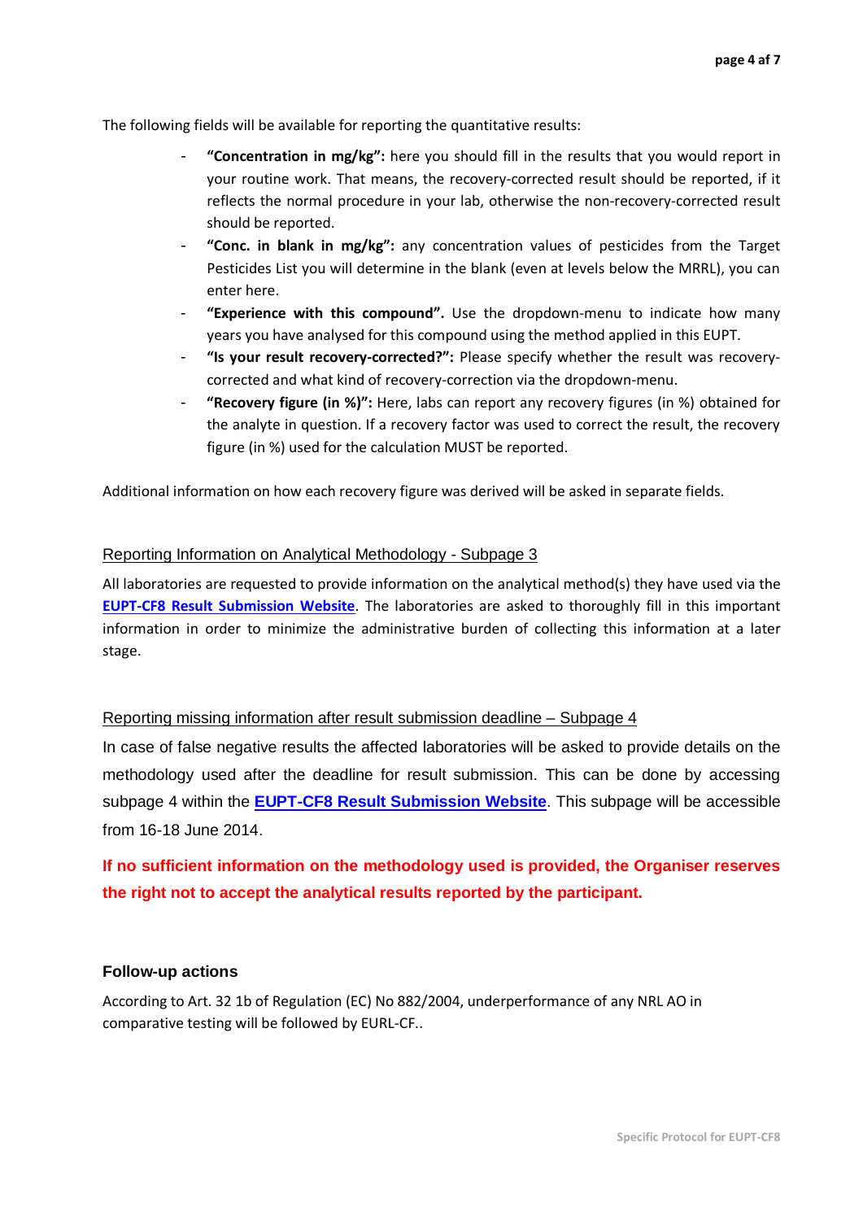The following fields will be available for reporting the quantitative results:

- **"Concentration in mg/kg":** here you should fill in the results that you would report in your routine work. That means, the recovery-corrected result should be reported, if it reflects the normal procedure in your lab, otherwise the non-recovery-corrected result should be reported.
- **"Conc. in blank in mg/kg":** any concentration values of pesticides from the Target Pesticides List you will determine in the blank (even at levels below the MRRL), you can enter here.
- **"Experience with this compound".** Use the dropdown-menu to indicate how many years you have analysed for this compound using the method applied in this EUPT.
- **"Is your result recovery-corrected?":** Please specify whether the result was recovery-corrected and what kind of recovery-correction via the dropdown-menu.
- **"Recovery figure (in %)":** Here, labs can report any recovery figures (in %) obtained for the analyte in question. If a recovery factor was used to correct the result, the recovery figure (in %) used for the calculation MUST be reported.

Additional information on how each recovery figure was derived will be asked in separate fields.

## Reporting Information on Analytical Methodology - Subpage 3

All laboratories are requested to provide information on the analytical method(s) they have used via the **EUPT-CF8 Result Submission Website**. The laboratories are asked to thoroughly fill in this important information in order to minimize the administrative burden of collecting this information at a later stage.

## Reporting missing information after result submission deadline – Subpage 4

In case of false negative results the affected laboratories will be asked to provide details on the methodology used after the deadline for result submission. This can be done by accessing subpage 4 within the **EUPT-CF8 Result Submission Website**. This subpage will be accessible from 16-18 June 2014.

**If no sufficient information on the methodology used is provided, the Organiser reserves the right not to accept the analytical results reported by the participant.**

## Follow-up actions

According to Art. 32 1b of Regulation (EC) No 882/2004, underperformance of any NRL AO in comparative testing will be followed by EURL-CF..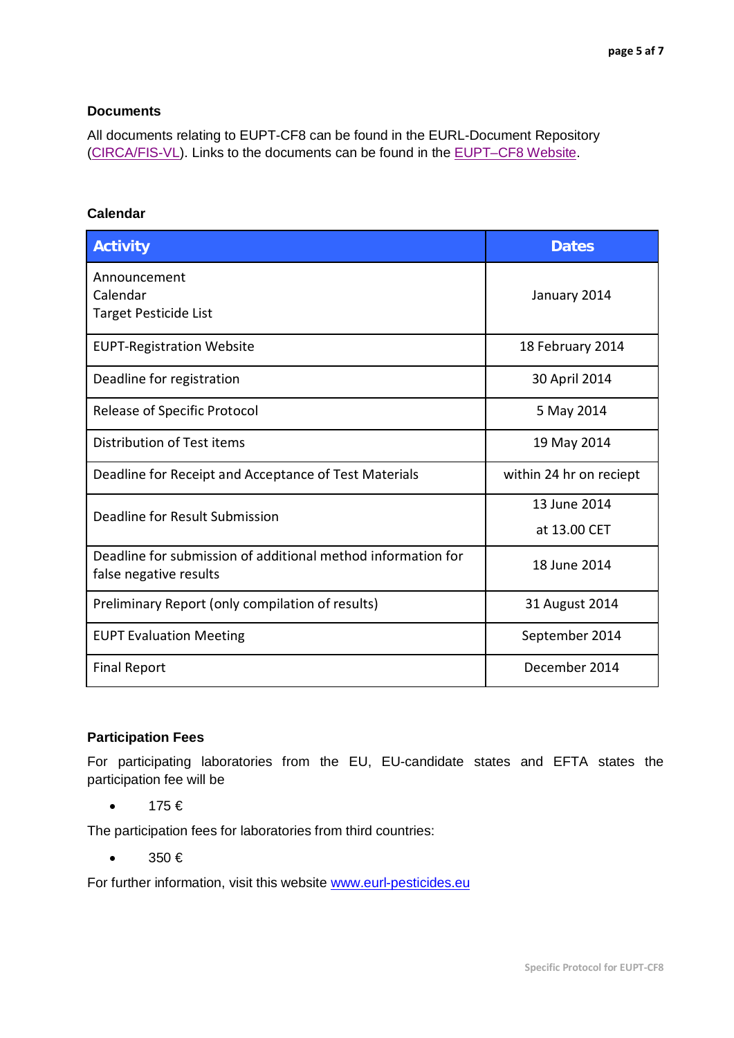### Documents

All documents relating to EUPT-CF8 can be found in the EURL-Document Repository (CIRCA/FIS-VL). Links to the documents can be found in the EUPT–CF8 Website.

### Calendar

| Activity | Dates |
|---|---|
| Announcement<br>Calendar<br>Target Pesticide List | January 2014 |
| EUPT-Registration Website | 18 February 2014 |
| Deadline for registration | 30 April 2014 |
| Release of Specific Protocol | 5 May 2014 |
| Distribution of Test items | 19 May 2014 |
| Deadline for Receipt and Acceptance of Test Materials | within 24 hr on reciept |
| Deadline for Result Submission | 13 June 2014<br>at 13.00 CET |
| Deadline for submission of additional method information for false negative results | 18 June 2014 |
| Preliminary Report (only compilation of results) | 31 August 2014 |
| EUPT Evaluation Meeting | September 2014 |
| Final Report | December 2014 |

### Participation Fees

For participating laboratories from the EU, EU-candidate states and EFTA states the participation fee will be

- 175 €

The participation fees for laboratories from third countries:

- 350 €

For further information, visit this website www.eurl-pesticides.eu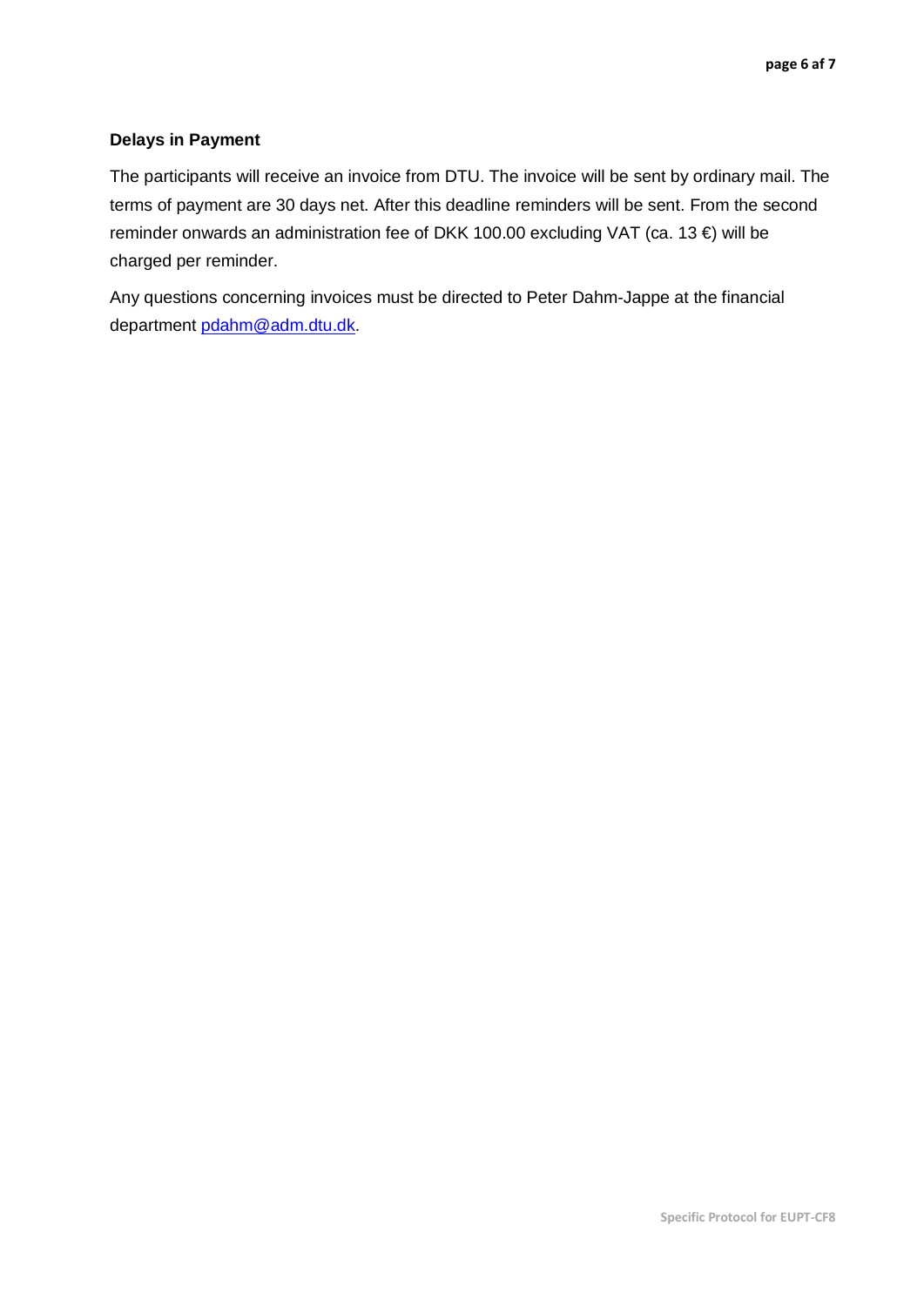### Delays in Payment

The participants will receive an invoice from DTU. The invoice will be sent by ordinary mail. The terms of payment are 30 days net. After this deadline reminders will be sent. From the second reminder onwards an administration fee of DKK 100.00 excluding VAT (ca. 13 €) will be charged per reminder.

Any questions concerning invoices must be directed to Peter Dahm-Jappe at the financial department pdahm@adm.dtu.dk.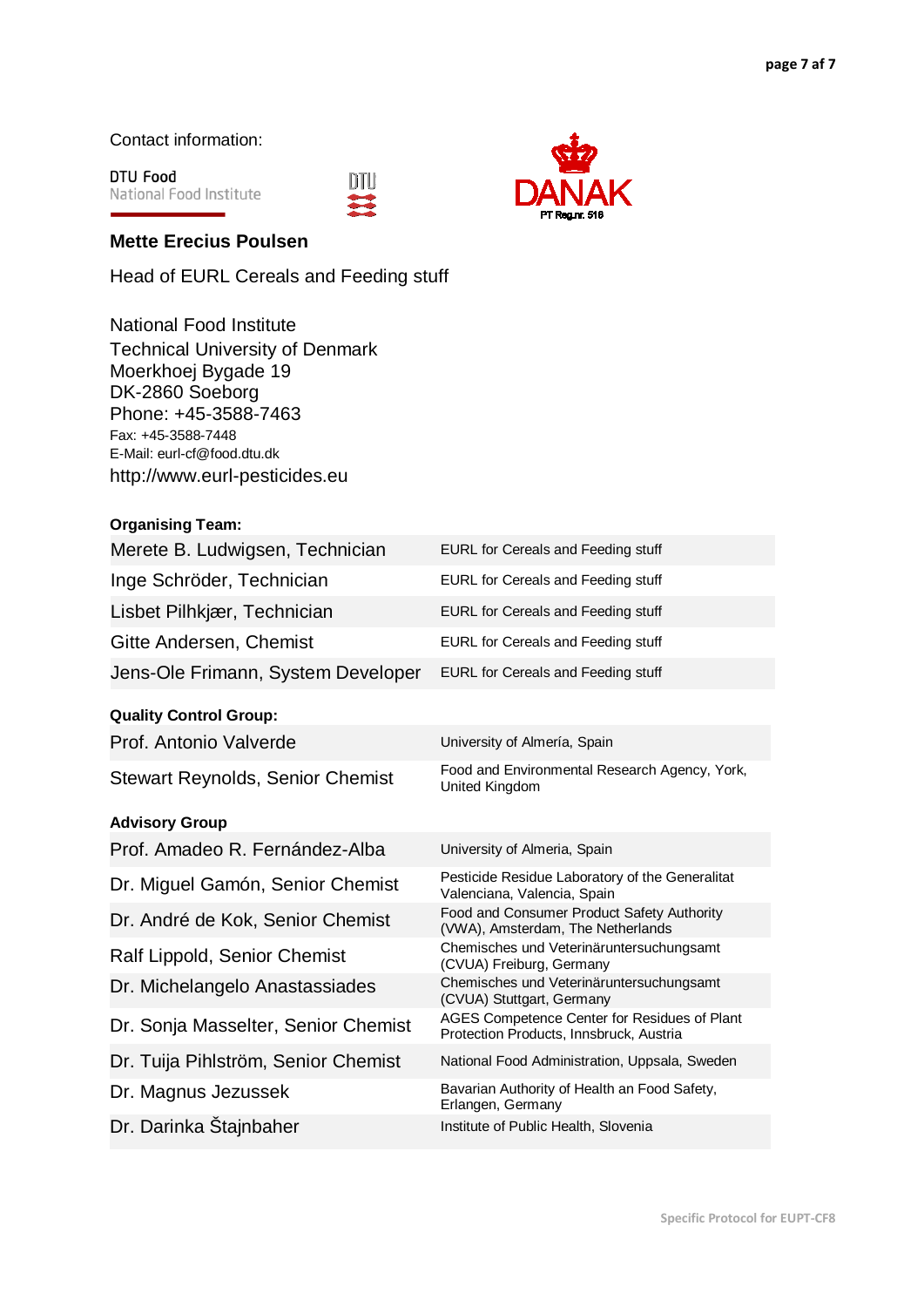Contact information:

DTU Food
National Food Institute

DANAK
PT Reg.nr. 516

**Mette Erecius Poulsen**

Head of EURL Cereals and Feeding stuff

National Food Institute
Technical University of Denmark
Moerkhoej Bygade 19
DK-2860 Soeborg
Phone: +45-3588-7463
Fax: +45-3588-7448
E-Mail: eurl-cf@food.dtu.dk
http://www.eurl-pesticides.eu

**Organising Team:**

| | |
|---|---|
| Merete B. Ludwigsen, Technician | EURL for Cereals and Feeding stuff |
| Inge Schröder, Technician | EURL for Cereals and Feeding stuff |
| Lisbet Pilhkjær, Technician | EURL for Cereals and Feeding stuff |
| Gitte Andersen, Chemist | EURL for Cereals and Feeding stuff |
| Jens-Ole Frimann, System Developer | EURL for Cereals and Feeding stuff |

**Quality Control Group:**

| | |
|---|---|
| Prof. Antonio Valverde | University of Almería, Spain |
| Stewart Reynolds, Senior Chemist | Food and Environmental Research Agency, York, United Kingdom |

**Advisory Group**

| | |
|---|---|
| Prof. Amadeo R. Fernández-Alba | University of Almeria, Spain |
| Dr. Miguel Gamón, Senior Chemist | Pesticide Residue Laboratory of the Generalitat Valenciana, Valencia, Spain |
| Dr. André de Kok, Senior Chemist | Food and Consumer Product Safety Authority (VWA), Amsterdam, The Netherlands |
| Ralf Lippold, Senior Chemist | Chemisches und Veterinäruntersuchungsamt (CVUA) Freiburg, Germany |
| Dr. Michelangelo Anastassiades | Chemisches und Veterinäruntersuchungsamt (CVUA) Stuttgart, Germany |
| Dr. Sonja Masselter, Senior Chemist | AGES Competence Center for Residues of Plant Protection Products, Innsbruck, Austria |
| Dr. Tuija Pihlström, Senior Chemist | National Food Administration, Uppsala, Sweden |
| Dr. Magnus Jezussek | Bavarian Authority of Health an Food Safety, Erlangen, Germany |
| Dr. Darinka Štajnbaher | Institute of Public Health, Slovenia |